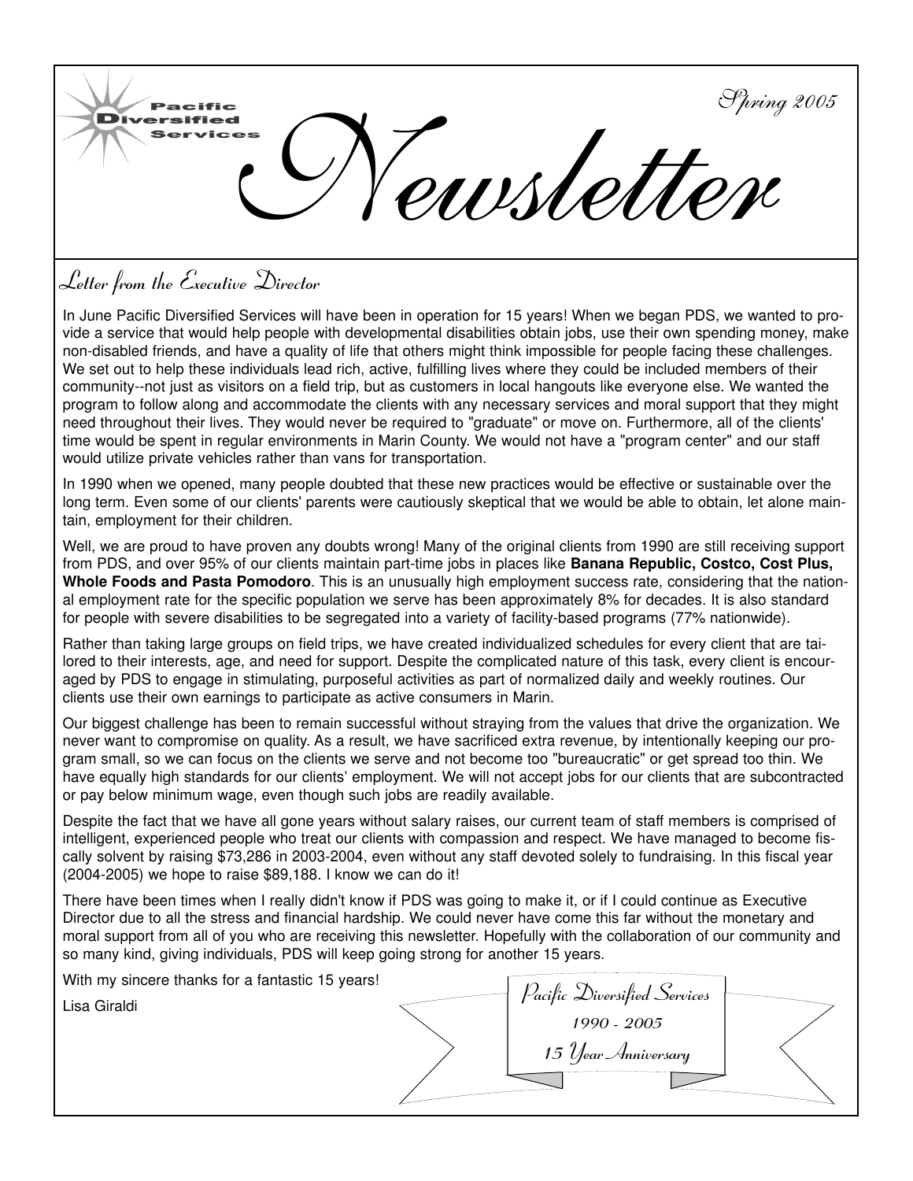Pacific Diversified Services

# Newsletter

Spring 2005

## Letter from the Executive Director

In June Pacific Diversified Services will have been in operation for 15 years! When we began PDS, we wanted to provide a service that would help people with developmental disabilities obtain jobs, use their own spending money, make non-disabled friends, and have a quality of life that others might think impossible for people facing these challenges. We set out to help these individuals lead rich, active, fulfilling lives where they could be included members of their community--not just as visitors on a field trip, but as customers in local hangouts like everyone else. We wanted the program to follow along and accommodate the clients with any necessary services and moral support that they might need throughout their lives. They would never be required to "graduate" or move on. Furthermore, all of the clients' time would be spent in regular environments in Marin County. We would not have a "program center" and our staff would utilize private vehicles rather than vans for transportation.

In 1990 when we opened, many people doubted that these new practices would be effective or sustainable over the long term. Even some of our clients' parents were cautiously skeptical that we would be able to obtain, let alone maintain, employment for their children.

Well, we are proud to have proven any doubts wrong! Many of the original clients from 1990 are still receiving support from PDS, and over 95% of our clients maintain part-time jobs in places like **Banana Republic, Costco, Cost Plus, Whole Foods and Pasta Pomodoro**. This is an unusually high employment success rate, considering that the national employment rate for the specific population we serve has been approximately 8% for decades. It is also standard for people with severe disabilities to be segregated into a variety of facility-based programs (77% nationwide).

Rather than taking large groups on field trips, we have created individualized schedules for every client that are tailored to their interests, age, and need for support. Despite the complicated nature of this task, every client is encouraged by PDS to engage in stimulating, purposeful activities as part of normalized daily and weekly routines. Our clients use their own earnings to participate as active consumers in Marin.

Our biggest challenge has been to remain successful without straying from the values that drive the organization. We never want to compromise on quality. As a result, we have sacrificed extra revenue, by intentionally keeping our program small, so we can focus on the clients we serve and not become too "bureaucratic" or get spread too thin. We have equally high standards for our clients' employment. We will not accept jobs for our clients that are subcontracted or pay below minimum wage, even though such jobs are readily available.

Despite the fact that we have all gone years without salary raises, our current team of staff members is comprised of intelligent, experienced people who treat our clients with compassion and respect. We have managed to become fiscally solvent by raising $73,286 in 2003-2004, even without any staff devoted solely to fundraising. In this fiscal year (2004-2005) we hope to raise $89,188. I know we can do it!

There have been times when I really didn't know if PDS was going to make it, or if I could continue as Executive Director due to all the stress and financial hardship. We could never have come this far without the monetary and moral support from all of you who are receiving this newsletter. Hopefully with the collaboration of our community and so many kind, giving individuals, PDS will keep going strong for another 15 years.

With my sincere thanks for a fantastic 15 years!

Lisa Giraldi

*Pacific Diversified Services*
*1990 - 2005*
*15 Year Anniversary*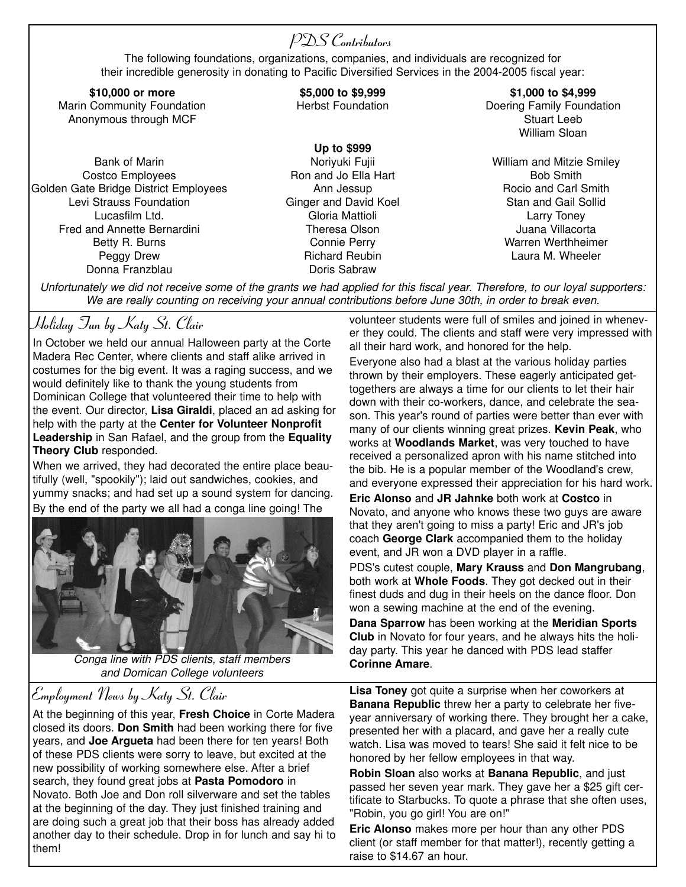## PDS Contributors

The following foundations, organizations, companies, and individuals are recognized for their incredible generosity in donating to Pacific Diversified Services in the 2004-2005 fiscal year:

**$10,000 or more**

Marin Community Foundation
Anonymous through MCF

**$5,000 to $9,999**

Herbst Foundation

**$1,000 to $4,999**

Doering Family Foundation
Stuart Leeb
William Sloan

**Up to $999**

Bank of Marin
Costco Employees
Golden Gate Bridge District Employees
Levi Strauss Foundation
Lucasfilm Ltd.
Fred and Annette Bernardini
Betty R. Burns
Peggy Drew
Donna Franzblau
Noriyuki Fujii
Ron and Jo Ella Hart
Ann Jessup
Ginger and David Koel
Gloria Mattioli
Theresa Olson
Connie Perry
Richard Reubin
Doris Sabraw
William and Mitzie Smiley
Bob Smith
Rocio and Carl Smith
Stan and Gail Sollid
Larry Toney
Juana Villacorta
Warren Werthheimer
Laura M. Wheeler

*Unfortunately we did not receive some of the grants we had applied for this fiscal year. Therefore, to our loyal supporters: We are really counting on receiving your annual contributions before June 30th, in order to break even.*

## Holiday Fun by Katy St. Clair

In October we held our annual Halloween party at the Corte Madera Rec Center, where clients and staff alike arrived in costumes for the big event. It was a raging success, and we would definitely like to thank the young students from Dominican College that volunteered their time to help with the event. Our director, **Lisa Giraldi**, placed an ad asking for help with the party at the **Center for Volunteer Nonprofit Leadership** in San Rafael, and the group from the **Equality Theory Club** responded.

When we arrived, they had decorated the entire place beautifully (well, "spookily"); laid out sandwiches, cookies, and yummy snacks; and had set up a sound system for dancing. By the end of the party we all had a conga line going! The volunteer students were full of smiles and joined in whenever they could. The clients and staff were very impressed with all their hard work, and honored for the help.

*Conga line with PDS clients, staff members and Domican College volunteers*

Everyone also had a blast at the various holiday parties thrown by their employers. These eagerly anticipated get-togethers are always a time for our clients to let their hair down with their co-workers, dance, and celebrate the season. This year's round of parties were better than ever with many of our clients winning great prizes. **Kevin Peak**, who works at **Woodlands Market**, was very touched to have received a personalized apron with his name stitched into the bib. He is a popular member of the Woodland's crew, and everyone expressed their appreciation for his hard work.

**Eric Alonso** and **JR Jahnke** both work at **Costco** in Novato, and anyone who knows these two guys are aware that they aren't going to miss a party! Eric and JR's job coach **George Clark** accompanied them to the holiday event, and JR won a DVD player in a raffle.

PDS's cutest couple, **Mary Krauss** and **Don Mangrubang**, both work at **Whole Foods**. They got decked out in their finest duds and dug in their heels on the dance floor. Don won a sewing machine at the end of the evening.

**Dana Sparrow** has been working at the **Meridian Sports Club** in Novato for four years, and he always hits the holiday party. This year he danced with PDS lead staffer **Corinne Amare**.

## Employment News by Katy St. Clair

At the beginning of this year, **Fresh Choice** in Corte Madera closed its doors. **Don Smith** had been working there for five years, and **Joe Argueta** had been there for ten years! Both of these PDS clients were sorry to leave, but excited at the new possibility of working somewhere else. After a brief search, they found great jobs at **Pasta Pomodoro** in Novato. Both Joe and Don roll silverware and set the tables at the beginning of the day. They just finished training and are doing such a great job that their boss has already added another day to their schedule. Drop in for lunch and say hi to them!

**Lisa Toney** got quite a surprise when her coworkers at **Banana Republic** threw her a party to celebrate her five-year anniversary of working there. They brought her a cake, presented her with a placard, and gave her a really cute watch. Lisa was moved to tears! She said it felt nice to be honored by her fellow employees in that way.

**Robin Sloan** also works at **Banana Republic**, and just passed her seven year mark. They gave her a $25 gift certificate to Starbucks. To quote a phrase that she often uses, "Robin, you go girl! You are on!"

**Eric Alonso** makes more per hour than any other PDS client (or staff member for that matter!), recently getting a raise to $14.67 an hour.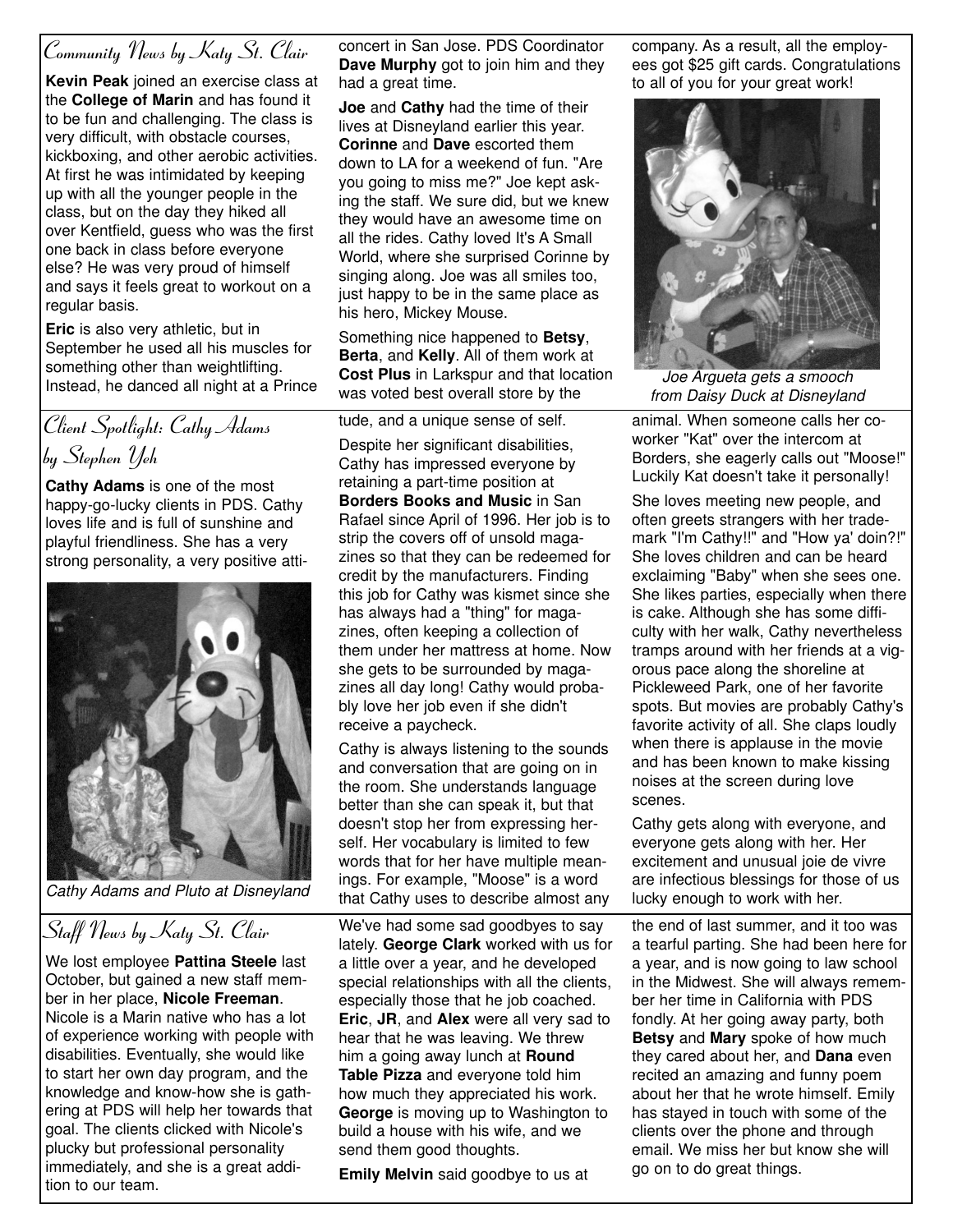## Community News by Katy St. Clair

**Kevin Peak** joined an exercise class at the **College of Marin** and has found it to be fun and challenging. The class is very difficult, with obstacle courses, kickboxing, and other aerobic activities. At first he was intimidated by keeping up with all the younger people in the class, but on the day they hiked all over Kentfield, guess who was the first one back in class before everyone else? He was very proud of himself and says it feels great to workout on a regular basis.

**Eric** is also very athletic, but in September he used all his muscles for something other than weightlifting. Instead, he danced all night at a Prince concert in San Jose. PDS Coordinator **Dave Murphy** got to join him and they had a great time.

**Joe** and **Cathy** had the time of their lives at Disneyland earlier this year. **Corinne** and **Dave** escorted them down to LA for a weekend of fun. "Are you going to miss me?" Joe kept asking the staff. We sure did, but we knew they would have an awesome time on all the rides. Cathy loved It's A Small World, where she surprised Corinne by singing along. Joe was all smiles too, just happy to be in the same place as his hero, Mickey Mouse.

Something nice happened to **Betsy**, **Berta**, and **Kelly**. All of them work at **Cost Plus** in Larkspur and that location was voted best overall store by the company. As a result, all the employees got $25 gift cards. Congratulations to all of you for your great work!

*Joe Argueta gets a smooch from Daisy Duck at Disneyland*

## Client Spotlight: Cathy Adams by Stephen Yeh

**Cathy Adams** is one of the most happy-go-lucky clients in PDS. Cathy loves life and is full of sunshine and playful friendliness. She has a very strong personality, a very positive attitude, and a unique sense of self.

*Cathy Adams and Pluto at Disneyland*

Despite her significant disabilities, Cathy has impressed everyone by retaining a part-time position at **Borders Books and Music** in San Rafael since April of 1996. Her job is to strip the covers off of unsold magazines so that they can be redeemed for credit by the manufacturers. Finding this job for Cathy was kismet since she has always had a "thing" for magazines, often keeping a collection of them under her mattress at home. Now she gets to be surrounded by magazines all day long! Cathy would probably love her job even if she didn't receive a paycheck.

Cathy is always listening to the sounds and conversation that are going on in the room. She understands language better than she can speak it, but that doesn't stop her from expressing herself. Her vocabulary is limited to few words that for her have multiple meanings. For example, "Moose" is a word that Cathy uses to describe almost any animal. When someone calls her coworker "Kat" over the intercom at Borders, she eagerly calls out "Moose!" Luckily Kat doesn't take it personally!

She loves meeting new people, and often greets strangers with her trademark "I'm Cathy!!" and "How ya' doin?!" She loves children and can be heard exclaiming "Baby" when she sees one. She likes parties, especially when there is cake. Although she has some difficulty with her walk, Cathy nevertheless tramps around with her friends at a vigorous pace along the shoreline at Pickleweed Park, one of her favorite spots. But movies are probably Cathy's favorite activity of all. She claps loudly when there is applause in the movie and has been known to make kissing noises at the screen during love scenes.

Cathy gets along with everyone, and everyone gets along with her. Her excitement and unusual joie de vivre are infectious blessings for those of us lucky enough to work with her.

## Staff News by Katy St. Clair

We lost employee **Pattina Steele** last October, but gained a new staff member in her place, **Nicole Freeman**. Nicole is a Marin native who has a lot of experience working with people with disabilities. Eventually, she would like to start her own day program, and the knowledge and know-how she is gathering at PDS will help her towards that goal. The clients clicked with Nicole's plucky but professional personality immediately, and she is a great addition to our team.

We've had some sad goodbyes to say lately. **George Clark** worked with us for a little over a year, and he developed special relationships with all the clients, especially those that he job coached. **Eric**, **JR**, and **Alex** were all very sad to hear that he was leaving. We threw him a going away lunch at **Round Table Pizza** and everyone told him how much they appreciated his work. **George** is moving up to Washington to build a house with his wife, and we send them good thoughts.

**Emily Melvin** said goodbye to us at the end of last summer, and it too was a tearful parting. She had been here for a year, and is now going to law school in the Midwest. She will always remember her time in California with PDS fondly. At her going away party, both **Betsy** and **Mary** spoke of how much they cared about her, and **Dana** even recited an amazing and funny poem about her that he wrote himself. Emily has stayed in touch with some of the clients over the phone and through email. We miss her but know she will go on to do great things.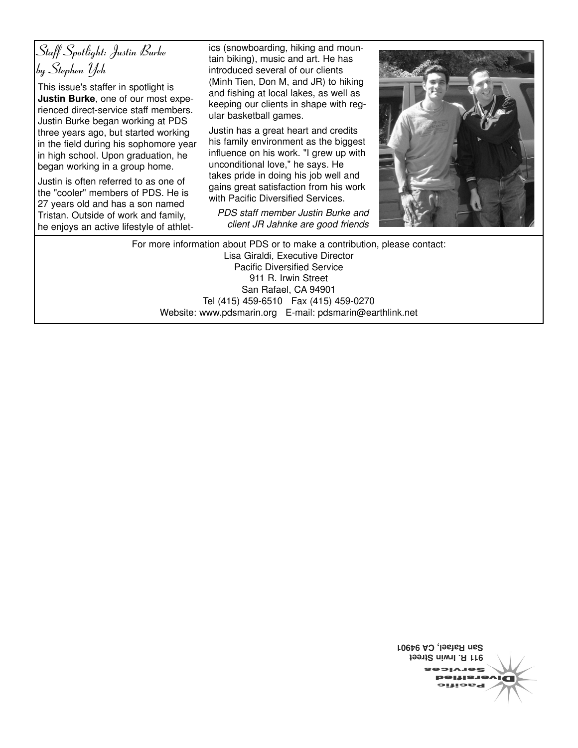## Staff Spotlight: Justin Burke

*by Stephen Yeh*

This issue's staffer in spotlight is **Justin Burke**, one of our most experienced direct-service staff members. Justin Burke began working at PDS three years ago, but started working in the field during his sophomore year in high school. Upon graduation, he began working in a group home.

Justin is often referred to as one of the "cooler" members of PDS. He is 27 years old and has a son named Tristan. Outside of work and family, he enjoys an active lifestyle of athletics (snowboarding, hiking and mountain biking), music and art. He has introduced several of our clients (Minh Tien, Don M, and JR) to hiking and fishing at local lakes, as well as keeping our clients in shape with regular basketball games.

Justin has a great heart and credits his family environment as the biggest influence on his work. "I grew up with unconditional love," he says. He takes pride in doing his job well and gains great satisfaction from his work with Pacific Diversified Services.

*PDS staff member Justin Burke and client JR Jahnke are good friends*

For more information about PDS or to make a contribution, please contact:
Lisa Giraldi, Executive Director
Pacific Diversified Service
911 R. Irwin Street
San Rafael, CA 94901
Tel (415) 459-6510 Fax (415) 459-0270
Website: www.pdsmarin.org E-mail: pdsmarin@earthlink.net

Pacific
Diversified
Services
911 R. Irwin Street
San Rafael, CA 94901